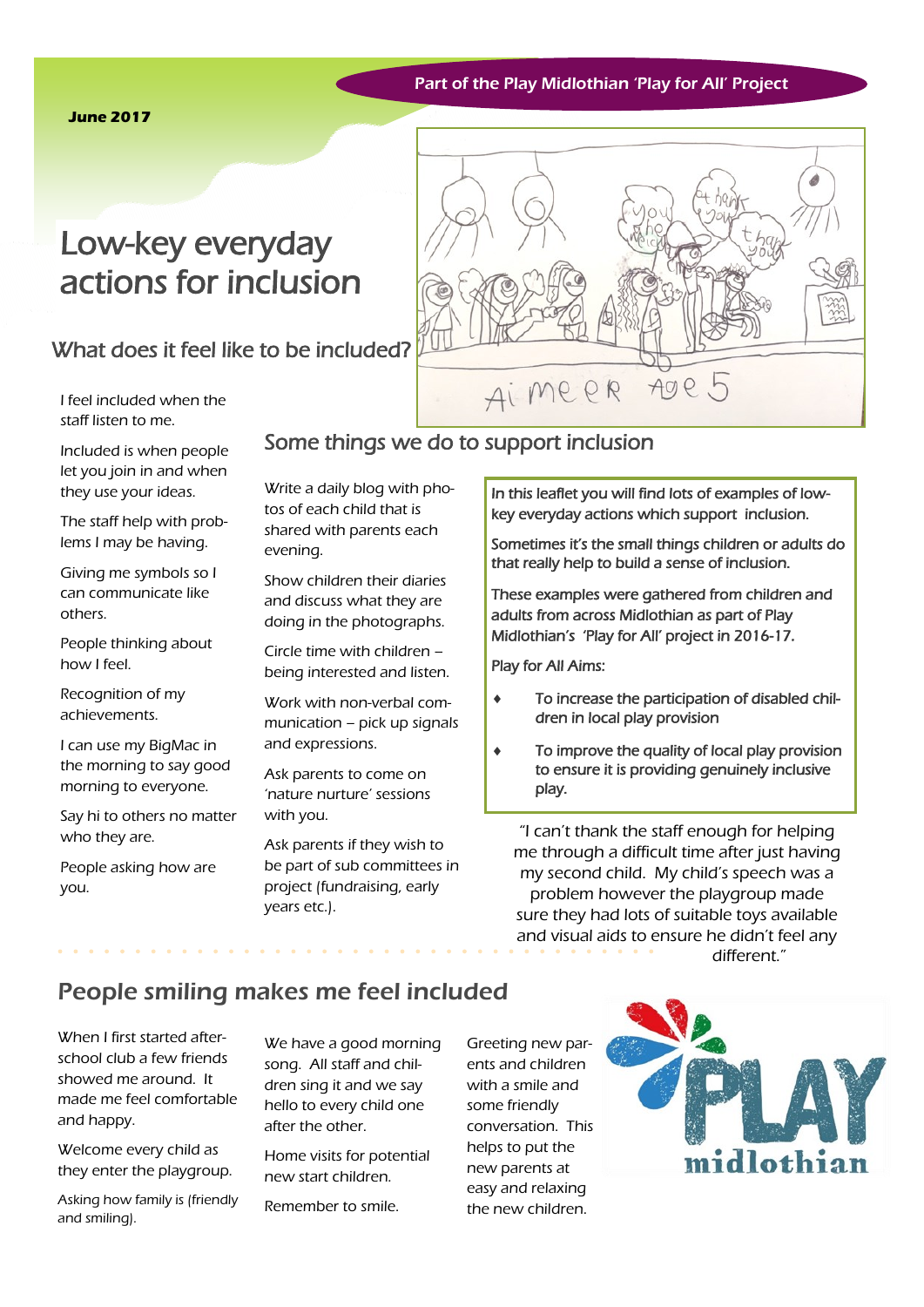Part of the Play Midlothian 'Play for All' Project

**June 2017**

# Low-key everyday actions for inclusion

## What does it feel like to be included?

I feel included when the staff listen to me.

Included is when people let you join in and when they use your ideas.

The staff help with problems I may be having.

Giving me symbols so I can communicate like others.

People thinking about how I feel.

Recognition of my achievements.

I can use my BigMac in the morning to say good morning to everyone.

Say hi to others no matter who they are.

People asking how are you.

## Some things we do to support inclusion

Write a daily blog with photos of each child that is shared with parents each evening.

Show children their diaries and discuss what they are doing in the photographs.

Circle time with children – being interested and listen.

Work with non-verbal communication – pick up signals and expressions.

Ask parents to come on 'nature nurture' sessions with you.

Ask parents if they wish to be part of sub committees in project (fundraising, early years etc.).

In this leaflet you will find lots of examples of low-key everyday actions which support inclusion.

Sometimes it's the small things children or adults do that really help to build a sense of inclusion.

These examples were gathered from children and adults from across Midlothian as part of Play Midlothian's 'Play for All' project in 2016-17.

Play for All Aims:

- To increase the participation of disabled children in local play provision
- To improve the quality of local play provision to ensure it is providing genuinely inclusive play.

"I can't thank the staff enough for helping me through a difficult time after just having my second child. My child's speech was a problem however the playgroup made sure they had lots of suitable toys available and visual aids to ensure he didn't feel any different."

## People smiling makes me feel included

When I first started after-school club a few friends showed me around. It made me feel comfortable and happy.

Welcome every child as they enter the playgroup.

Asking how family is (friendly and smiling).

We have a good morning song. All staff and children sing it and we say hello to every child one after the other.

Home visits for potential new start children.

Remember to smile.

Greeting new parents and children with a smile and some friendly conversation. This helps to put the new parents at easy and relaxing the new children.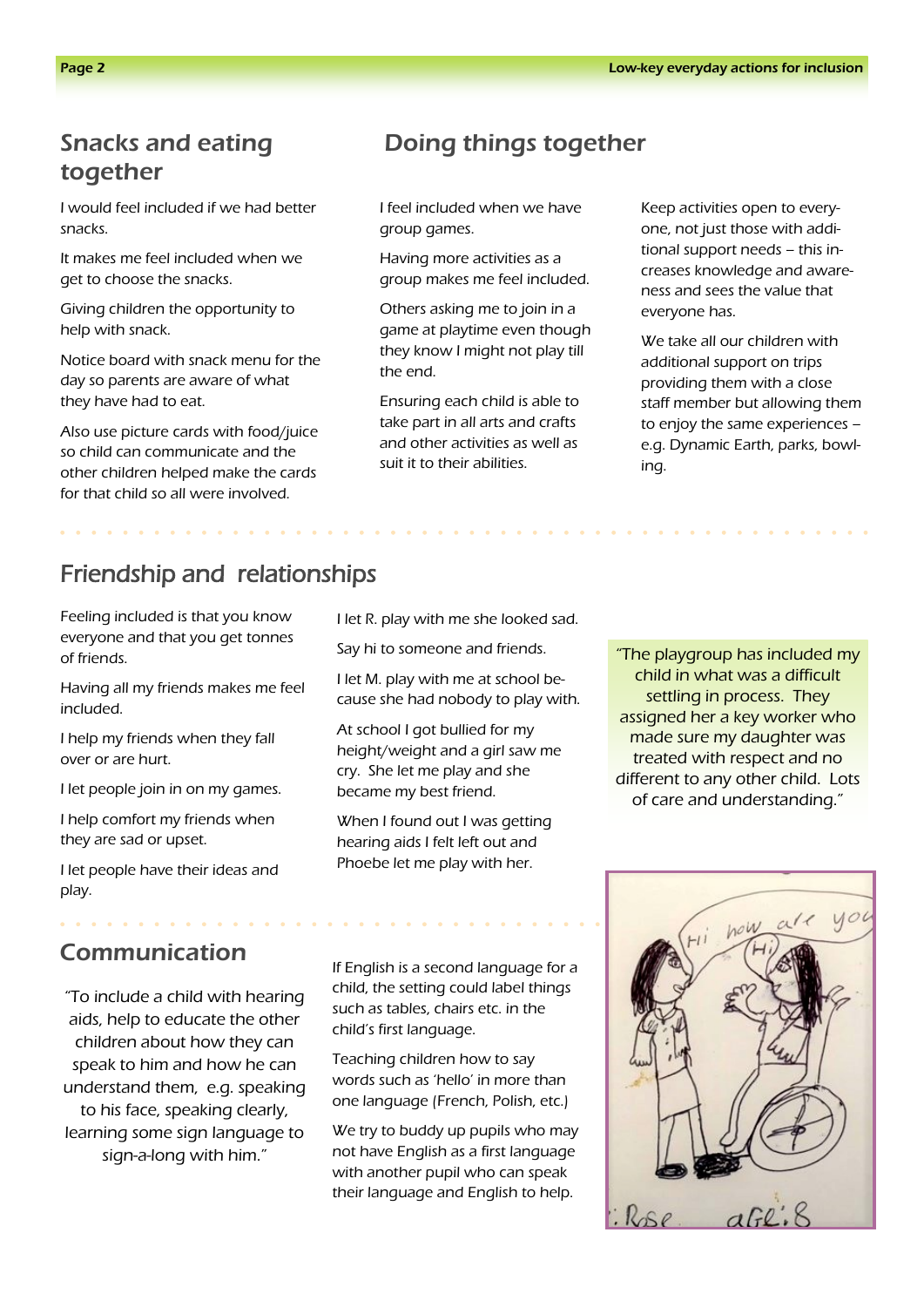## Snacks and eating together

I would feel included if we had better snacks.

It makes me feel included when we get to choose the snacks.

Giving children the opportunity to help with snack.

Notice board with snack menu for the day so parents are aware of what they have had to eat.

Also use picture cards with food/juice so child can communicate and the other children helped make the cards for that child so all were involved.

## Doing things together

I feel included when we have group games.

Having more activities as a group makes me feel included.

Others asking me to join in a game at playtime even though they know I might not play till the end.

Ensuring each child is able to take part in all arts and crafts and other activities as well as suit it to their abilities.

Keep activities open to everyone, not just those with additional support needs – this increases knowledge and awareness and sees the value that everyone has.

We take all our children with additional support on trips providing them with a close staff member but allowing them to enjoy the same experiences – e.g. Dynamic Earth, parks, bowling.

## Friendship and relationships

Feeling included is that you know everyone and that you get tonnes of friends.

Having all my friends makes me feel included.

I help my friends when they fall over or are hurt.

I let people join in on my games.

I help comfort my friends when they are sad or upset.

I let people have their ideas and play.

I let R. play with me she looked sad.

Say hi to someone and friends.

I let M. play with me at school because she had nobody to play with.

At school I got bullied for my height/weight and a girl saw me cry. She let me play and she became my best friend.

When I found out I was getting hearing aids I felt left out and Phoebe let me play with her.

*"The playgroup has included my child in what was a difficult settling in process. They assigned her a key worker who made sure my daughter was treated with respect and no different to any other child. Lots of care and understanding."*

## Communication

*"To include a child with hearing aids, help to educate the other children about how they can speak to him and how he can understand them, e.g. speaking to his face, speaking clearly, learning some sign language to sign-a-long with him."*

If English is a second language for a child, the setting could label things such as tables, chairs etc. in the child's first language.

Teaching children how to say words such as 'hello' in more than one language (French, Polish, etc.)

We try to buddy up pupils who may not have English as a first language with another pupil who can speak their language and English to help.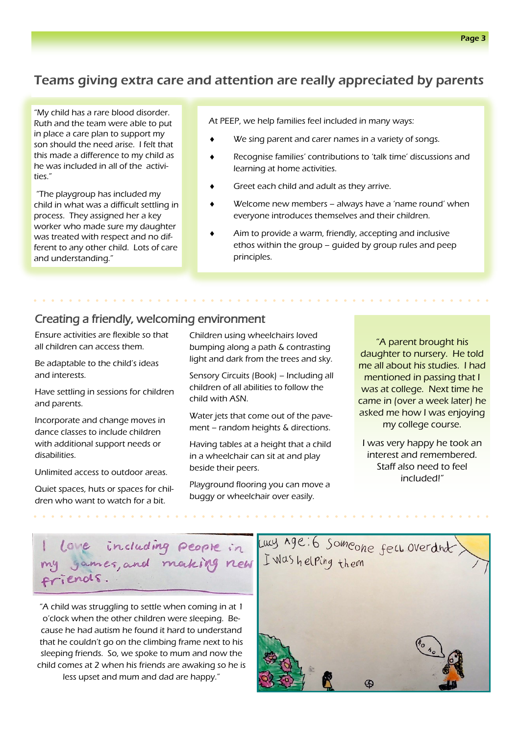## Teams giving extra care and attention are really appreciated by parents

"My child has a rare blood disorder. Ruth and the team were able to put in place a care plan to support my son should the need arise. I felt that this made a difference to my child as he was included in all of the activities."

"The playgroup has included my child in what was a difficult settling in process. They assigned her a key worker who made sure my daughter was treated with respect and no different to any other child. Lots of care and understanding."

At PEEP, we help families feel included in many ways:

- We sing parent and carer names in a variety of songs.
- Recognise families' contributions to 'talk time' discussions and learning at home activities.
- Greet each child and adult as they arrive.
- Welcome new members – always have a 'name round' when everyone introduces themselves and their children.
- Aim to provide a warm, friendly, accepting and inclusive ethos within the group – guided by group rules and peep principles.

## Creating a friendly, welcoming environment

Ensure activities are flexible so that all children can access them.

Be adaptable to the child's ideas and interests.

Have settling in sessions for children and parents.

Incorporate and change moves in dance classes to include children with additional support needs or disabilities.

Unlimited access to outdoor areas.

Quiet spaces, huts or spaces for children who want to watch for a bit.

Children using wheelchairs loved bumping along a path & contrasting light and dark from the trees and sky.

Sensory Circuits (Book) – Including all children of all abilities to follow the child with ASN.

Water jets that come out of the pavement – random heights & directions.

Having tables at a height that a child in a wheelchair can sit at and play beside their peers.

Playground flooring you can move a buggy or wheelchair over easily.

"A parent brought his daughter to nursery. He told me all about his studies. I had mentioned in passing that I was at college. Next time he came in (over a week later) he asked me how I was enjoying my college course.

I was very happy he took an interest and remembered. Staff also need to feel included!"

I love including people in my games, and making new friends.

"A child was struggling to settle when coming in at 1 o'clock when the other children were sleeping. Because he had autism he found it hard to understand that he couldn't go on the climbing frame next to his sleeping friends. So, we spoke to mum and now the child comes at 2 when his friends are awaking so he is less upset and mum and dad are happy."

Lucy Age: 6 Someone fell over and I was helping them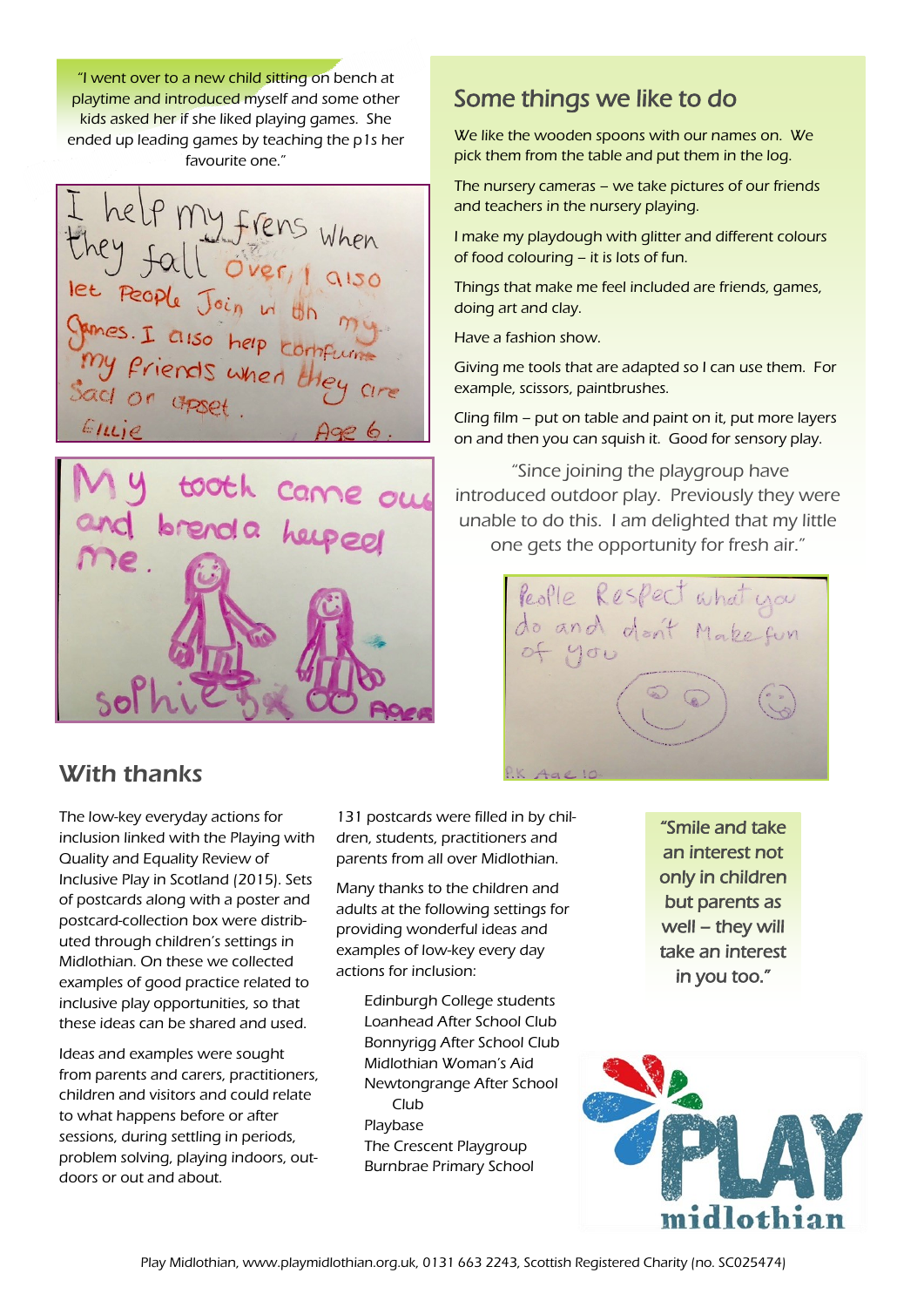"I went over to a new child sitting on bench at playtime and introduced myself and some other kids asked her if she liked playing games. She ended up leading games by teaching the p1s her favourite one."

I help my frens when they fall over, I also let people join in on my games. I also help comfurt my friends when they are sad or upset.
Ellie Age 6.

My tooth came out and brenda heuped me.
Sophie

## Some things we like to do

We like the wooden spoons with our names on. We pick them from the table and put them in the log.

The nursery cameras – we take pictures of our friends and teachers in the nursery playing.

I make my playdough with glitter and different colours of food colouring – it is lots of fun.

Things that make me feel included are friends, games, doing art and clay.

Have a fashion show.

Giving me tools that are adapted so I can use them. For example, scissors, paintbrushes.

Cling film – put on table and paint on it, put more layers on and then you can squish it. Good for sensory play.

"Since joining the playgroup have introduced outdoor play. Previously they were unable to do this. I am delighted that my little one gets the opportunity for fresh air."

People Respect what you do and don't make fun of you
P.K Age 10

## With thanks

The low-key everyday actions for inclusion linked with the Playing with Quality and Equality Review of Inclusive Play in Scotland (2015). Sets of postcards along with a poster and postcard-collection box were distributed through children's settings in Midlothian. On these we collected examples of good practice related to inclusive play opportunities, so that these ideas can be shared and used.

Ideas and examples were sought from parents and carers, practitioners, children and visitors and could relate to what happens before or after sessions, during settling in periods, problem solving, playing indoors, outdoors or out and about.

131 postcards were filled in by children, students, practitioners and parents from all over Midlothian.

Many thanks to the children and adults at the following settings for providing wonderful ideas and examples of low-key every day actions for inclusion:

- Edinburgh College students
- Loanhead After School Club
- Bonnyrigg After School Club
- Midlothian Woman's Aid
- Newtongrange After School Club
- Playbase
- The Crescent Playgroup
- Burnbrae Primary School

"Smile and take an interest not only in children but parents as well – they will take an interest in you too."

PLAY midlothian

Play Midlothian, www.playmidlothian.org.uk, 0131 663 2243, Scottish Registered Charity (no. SC025474)